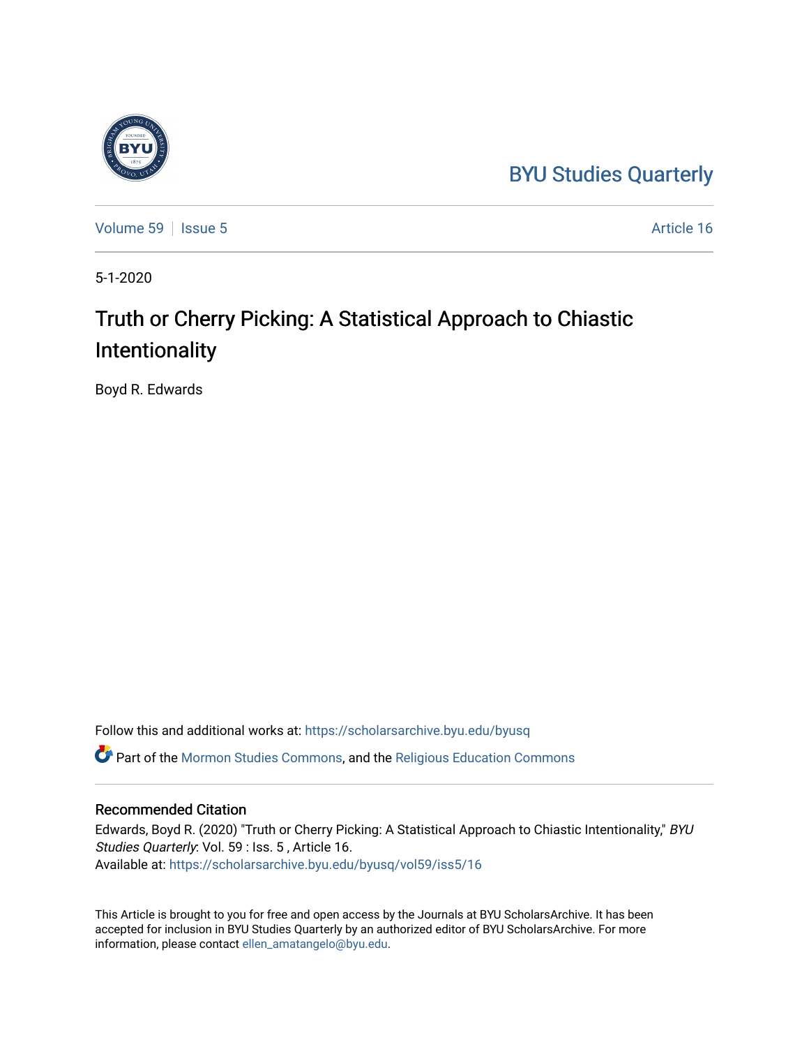BYU Studies Quarterly

Volume 59 | Issue 5 | Article 16

5-1-2020

# Truth or Cherry Picking: A Statistical Approach to Chiastic Intentionality

Boyd R. Edwards

Follow this and additional works at: https://scholarsarchive.byu.edu/byusq

Part of the Mormon Studies Commons, and the Religious Education Commons

## Recommended Citation

Edwards, Boyd R. (2020) "Truth or Cherry Picking: A Statistical Approach to Chiastic Intentionality," *BYU Studies Quarterly*: Vol. 59 : Iss. 5 , Article 16.
Available at: https://scholarsarchive.byu.edu/byusq/vol59/iss5/16

This Article is brought to you for free and open access by the Journals at BYU ScholarsArchive. It has been accepted for inclusion in BYU Studies Quarterly by an authorized editor of BYU ScholarsArchive. For more information, please contact ellen_amatangelo@byu.edu.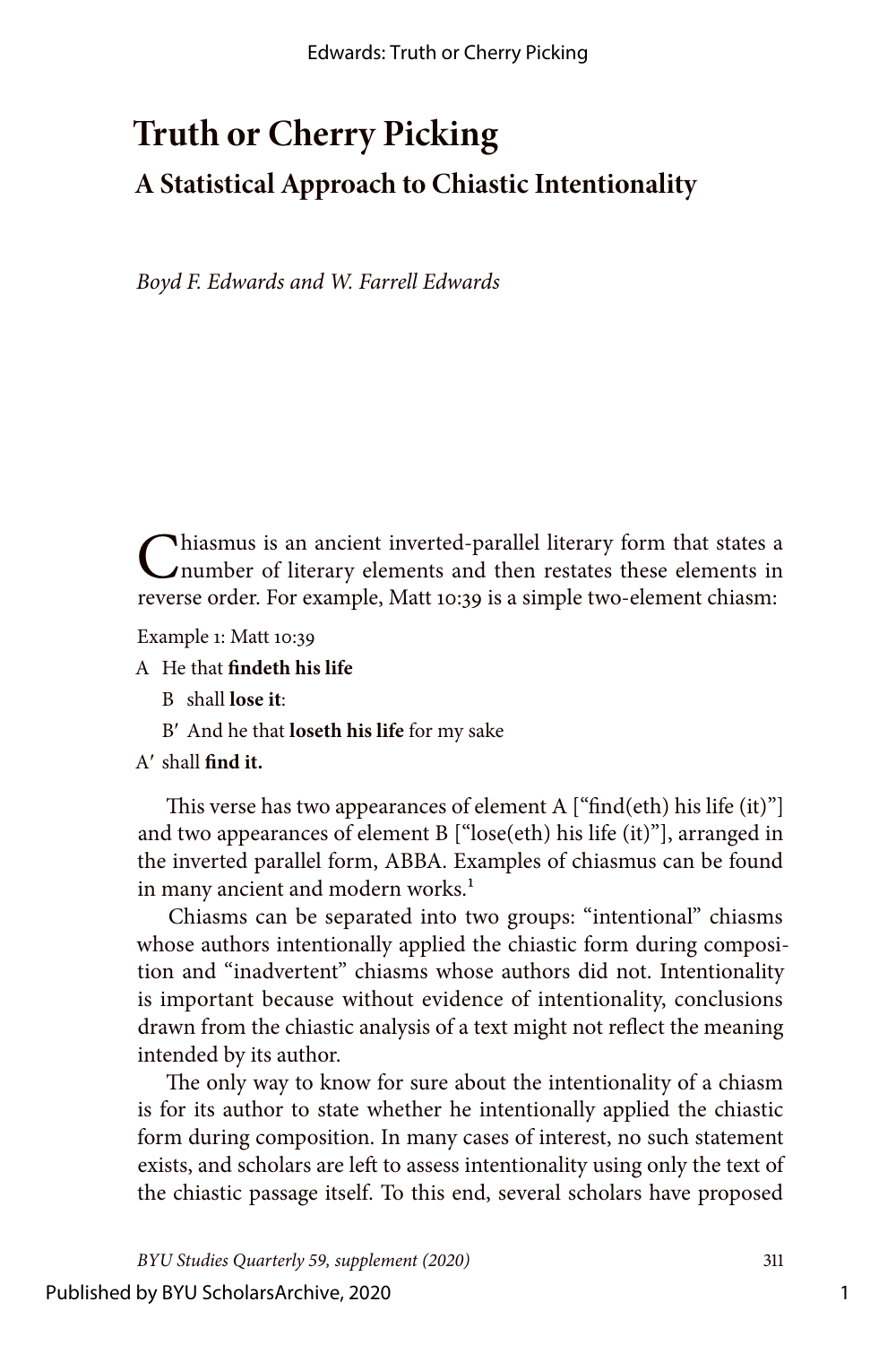# Truth or Cherry Picking

## A Statistical Approach to Chiastic Intentionality

*Boyd F. Edwards and W. Farrell Edwards*

Chiasmus is an ancient inverted-parallel literary form that states a number of literary elements and then restates these elements in reverse order. For example, Matt 10:39 is a simple two-element chiasm:

Example 1: Matt 10:39

A He that **findeth his life**

  B shall **lose it**:

  B′ And he that **loseth his life** for my sake

A′ shall **find it.**

This verse has two appearances of element A ["find(eth) his life (it)"] and two appearances of element B ["lose(eth) his life (it)"], arranged in the inverted parallel form, ABBA. Examples of chiasmus can be found in many ancient and modern works.[1]

Chiasms can be separated into two groups: "intentional" chiasms whose authors intentionally applied the chiastic form during composition and "inadvertent" chiasms whose authors did not. Intentionality is important because without evidence of intentionality, conclusions drawn from the chiastic analysis of a text might not reflect the meaning intended by its author.

The only way to know for sure about the intentionality of a chiasm is for its author to state whether he intentionally applied the chiastic form during composition. In many cases of interest, no such statement exists, and scholars are left to assess intentionality using only the text of the chiastic passage itself. To this end, several scholars have proposed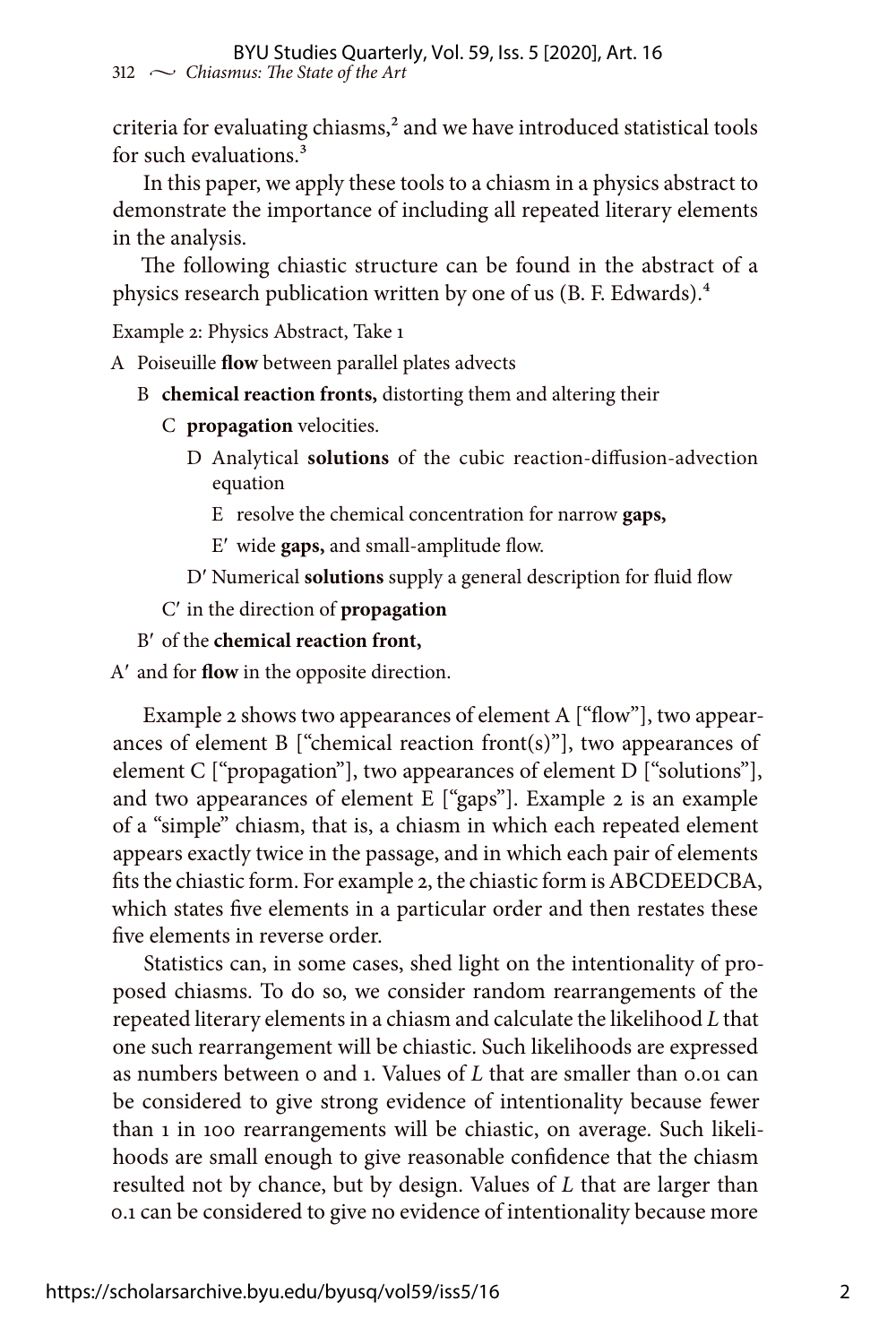criteria for evaluating chiasms,[2] and we have introduced statistical tools for such evaluations.[3]

In this paper, we apply these tools to a chiasm in a physics abstract to demonstrate the importance of including all repeated literary elements in the analysis.

The following chiastic structure can be found in the abstract of a physics research publication written by one of us (B. F. Edwards).[4]

Example 2: Physics Abstract, Take 1

A Poiseuille **flow** between parallel plates advects

  B **chemical reaction fronts,** distorting them and altering their

    C **propagation** velocities.

      D Analytical **solutions** of the cubic reaction-diffusion-advection equation

        E resolve the chemical concentration for narrow **gaps,**

        E′ wide **gaps,** and small-amplitude flow.

      D′ Numerical **solutions** supply a general description for fluid flow

    C′ in the direction of **propagation**

  B′ of the **chemical reaction front,**

A′ and for **flow** in the opposite direction.

Example 2 shows two appearances of element A ["flow"], two appearances of element B ["chemical reaction front(s)"], two appearances of element C ["propagation"], two appearances of element D ["solutions"], and two appearances of element E ["gaps"]. Example 2 is an example of a "simple" chiasm, that is, a chiasm in which each repeated element appears exactly twice in the passage, and in which each pair of elements fits the chiastic form. For example 2, the chiastic form is ABCDEEDCBA, which states five elements in a particular order and then restates these five elements in reverse order.

Statistics can, in some cases, shed light on the intentionality of proposed chiasms. To do so, we consider random rearrangements of the repeated literary elements in a chiasm and calculate the likelihood $L$ that one such rearrangement will be chiastic. Such likelihoods are expressed as numbers between 0 and 1. Values of $L$ that are smaller than 0.01 can be considered to give strong evidence of intentionality because fewer than 1 in 100 rearrangements will be chiastic, on average. Such likelihoods are small enough to give reasonable confidence that the chiasm resulted not by chance, but by design. Values of $L$ that are larger than 0.1 can be considered to give no evidence of intentionality because more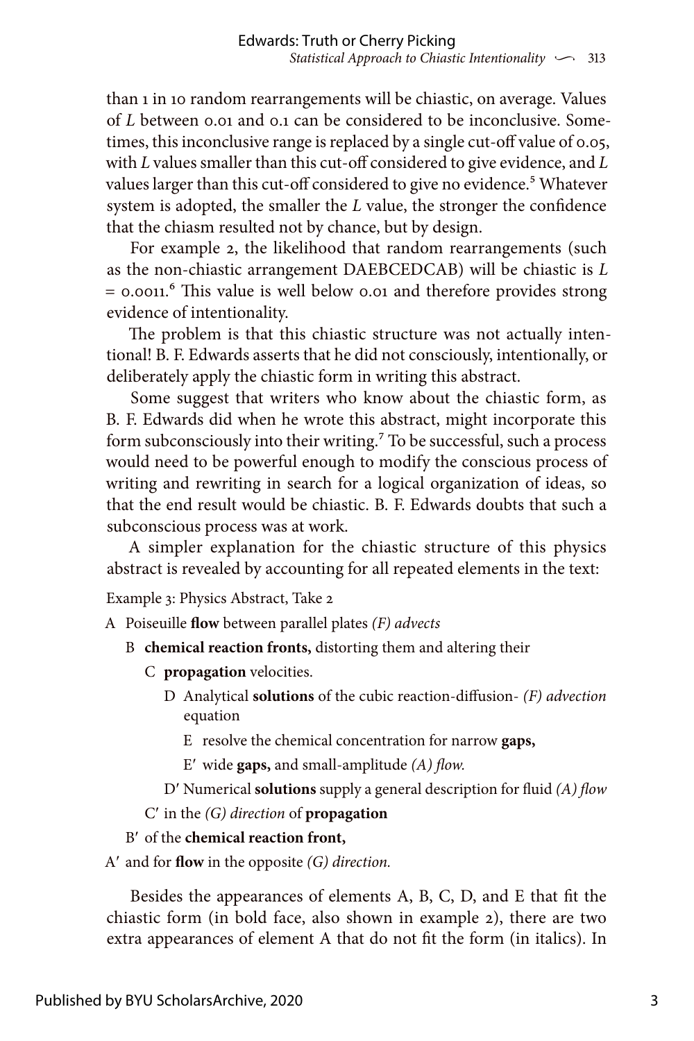than 1 in 10 random rearrangements will be chiastic, on average. Values of *L* between 0.01 and 0.1 can be considered to be inconclusive. Sometimes, this inconclusive range is replaced by a single cut-off value of 0.05, with *L* values smaller than this cut-off considered to give evidence, and *L* values larger than this cut-off considered to give no evidence.[5] Whatever system is adopted, the smaller the *L* value, the stronger the confidence that the chiasm resulted not by chance, but by design.

For example 2, the likelihood that random rearrangements (such as the non-chiastic arrangement DAEBCEDCAB) will be chiastic is $L = 0.0011$.[6] This value is well below 0.01 and therefore provides strong evidence of intentionality.

The problem is that this chiastic structure was not actually intentional! B. F. Edwards asserts that he did not consciously, intentionally, or deliberately apply the chiastic form in writing this abstract.

Some suggest that writers who know about the chiastic form, as B. F. Edwards did when he wrote this abstract, might incorporate this form subconsciously into their writing.[7] To be successful, such a process would need to be powerful enough to modify the conscious process of writing and rewriting in search for a logical organization of ideas, so that the end result would be chiastic. B. F. Edwards doubts that such a subconscious process was at work.

A simpler explanation for the chiastic structure of this physics abstract is revealed by accounting for all repeated elements in the text:

Example 3: Physics Abstract, Take 2

A Poiseuille **flow** between parallel plates *(F) advects*

  B **chemical reaction fronts,** distorting them and altering their

    C **propagation** velocities.

      D Analytical **solutions** of the cubic reaction-diffusion- *(F) advection* equation

        E resolve the chemical concentration for narrow **gaps,**

        E′ wide **gaps,** and small-amplitude *(A) flow.*

      D′ Numerical **solutions** supply a general description for fluid *(A) flow*

    C′ in the *(G) direction* of **propagation**

  B′ of the **chemical reaction front,**

A′ and for **flow** in the opposite *(G) direction.*

Besides the appearances of elements A, B, C, D, and E that fit the chiastic form (in bold face, also shown in example 2), there are two extra appearances of element A that do not fit the form (in italics). In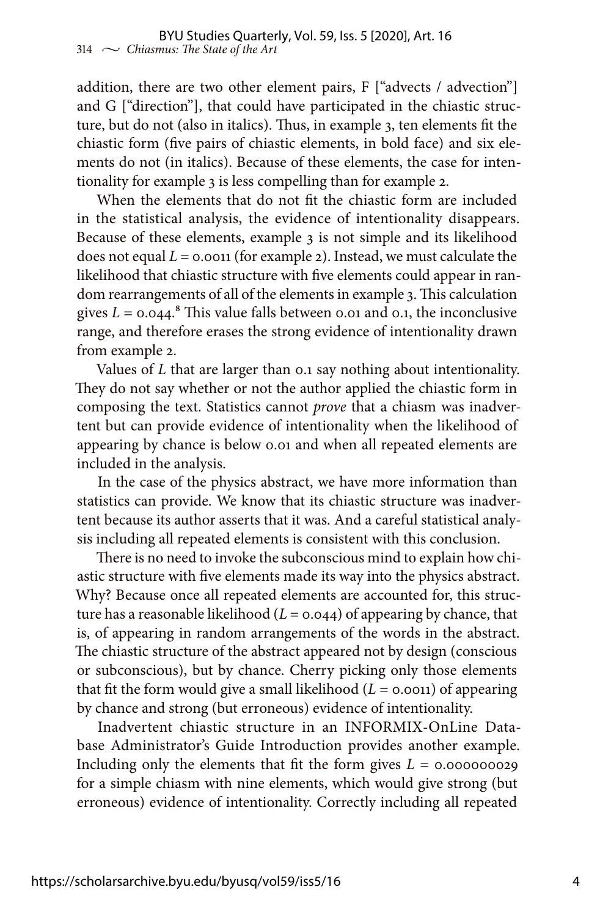addition, there are two other element pairs, F ["advects / advection"] and G ["direction"], that could have participated in the chiastic structure, but do not (also in italics). Thus, in example 3, ten elements fit the chiastic form (five pairs of chiastic elements, in bold face) and six elements do not (in italics). Because of these elements, the case for intentionality for example 3 is less compelling than for example 2.

When the elements that do not fit the chiastic form are included in the statistical analysis, the evidence of intentionality disappears. Because of these elements, example 3 is not simple and its likelihood does not equal $L = 0.0011$ (for example 2). Instead, we must calculate the likelihood that chiastic structure with five elements could appear in random rearrangements of all of the elements in example 3. This calculation gives $L = 0.044$.[8] This value falls between 0.01 and 0.1, the inconclusive range, and therefore erases the strong evidence of intentionality drawn from example 2.

Values of $L$ that are larger than 0.1 say nothing about intentionality. They do not say whether or not the author applied the chiastic form in composing the text. Statistics cannot *prove* that a chiasm was inadvertent but can provide evidence of intentionality when the likelihood of appearing by chance is below 0.01 and when all repeated elements are included in the analysis.

In the case of the physics abstract, we have more information than statistics can provide. We know that its chiastic structure was inadvertent because its author asserts that it was. And a careful statistical analysis including all repeated elements is consistent with this conclusion.

There is no need to invoke the subconscious mind to explain how chiastic structure with five elements made its way into the physics abstract. Why? Because once all repeated elements are accounted for, this structure has a reasonable likelihood ($L = 0.044$) of appearing by chance, that is, of appearing in random arrangements of the words in the abstract. The chiastic structure of the abstract appeared not by design (conscious or subconscious), but by chance. Cherry picking only those elements that fit the form would give a small likelihood ($L = 0.0011$) of appearing by chance and strong (but erroneous) evidence of intentionality.

Inadvertent chiastic structure in an INFORMIX-OnLine Database Administrator's Guide Introduction provides another example. Including only the elements that fit the form gives $L = 0.000000029$ for a simple chiasm with nine elements, which would give strong (but erroneous) evidence of intentionality. Correctly including all repeated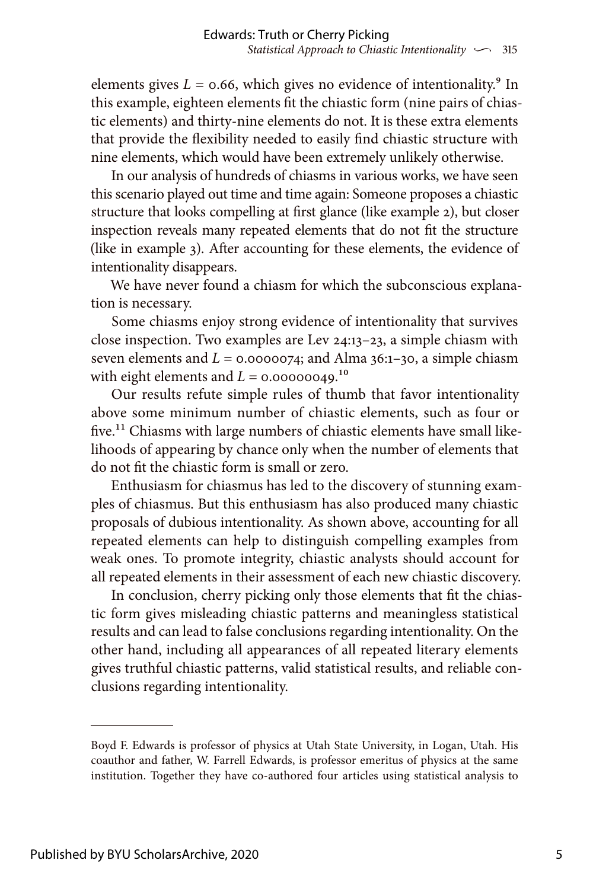elements gives $L = 0.66$, which gives no evidence of intentionality.[9] In this example, eighteen elements fit the chiastic form (nine pairs of chiastic elements) and thirty-nine elements do not. It is these extra elements that provide the flexibility needed to easily find chiastic structure with nine elements, which would have been extremely unlikely otherwise.

In our analysis of hundreds of chiasms in various works, we have seen this scenario played out time and time again: Someone proposes a chiastic structure that looks compelling at first glance (like example 2), but closer inspection reveals many repeated elements that do not fit the structure (like in example 3). After accounting for these elements, the evidence of intentionality disappears.

We have never found a chiasm for which the subconscious explanation is necessary.

Some chiasms enjoy strong evidence of intentionality that survives close inspection. Two examples are Lev 24:13–23, a simple chiasm with seven elements and $L = 0.0000074$; and Alma 36:1–30, a simple chiasm with eight elements and $L = 0.00000049$.[10]

Our results refute simple rules of thumb that favor intentionality above some minimum number of chiastic elements, such as four or five.[11] Chiasms with large numbers of chiastic elements have small likelihoods of appearing by chance only when the number of elements that do not fit the chiastic form is small or zero.

Enthusiasm for chiasmus has led to the discovery of stunning examples of chiasmus. But this enthusiasm has also produced many chiastic proposals of dubious intentionality. As shown above, accounting for all repeated elements can help to distinguish compelling examples from weak ones. To promote integrity, chiastic analysts should account for all repeated elements in their assessment of each new chiastic discovery.

In conclusion, cherry picking only those elements that fit the chiastic form gives misleading chiastic patterns and meaningless statistical results and can lead to false conclusions regarding intentionality. On the other hand, including all appearances of all repeated literary elements gives truthful chiastic patterns, valid statistical results, and reliable conclusions regarding intentionality.

---

Boyd F. Edwards is professor of physics at Utah State University, in Logan, Utah. His coauthor and father, W. Farrell Edwards, is professor emeritus of physics at the same institution. Together they have co-authored four articles using statistical analysis to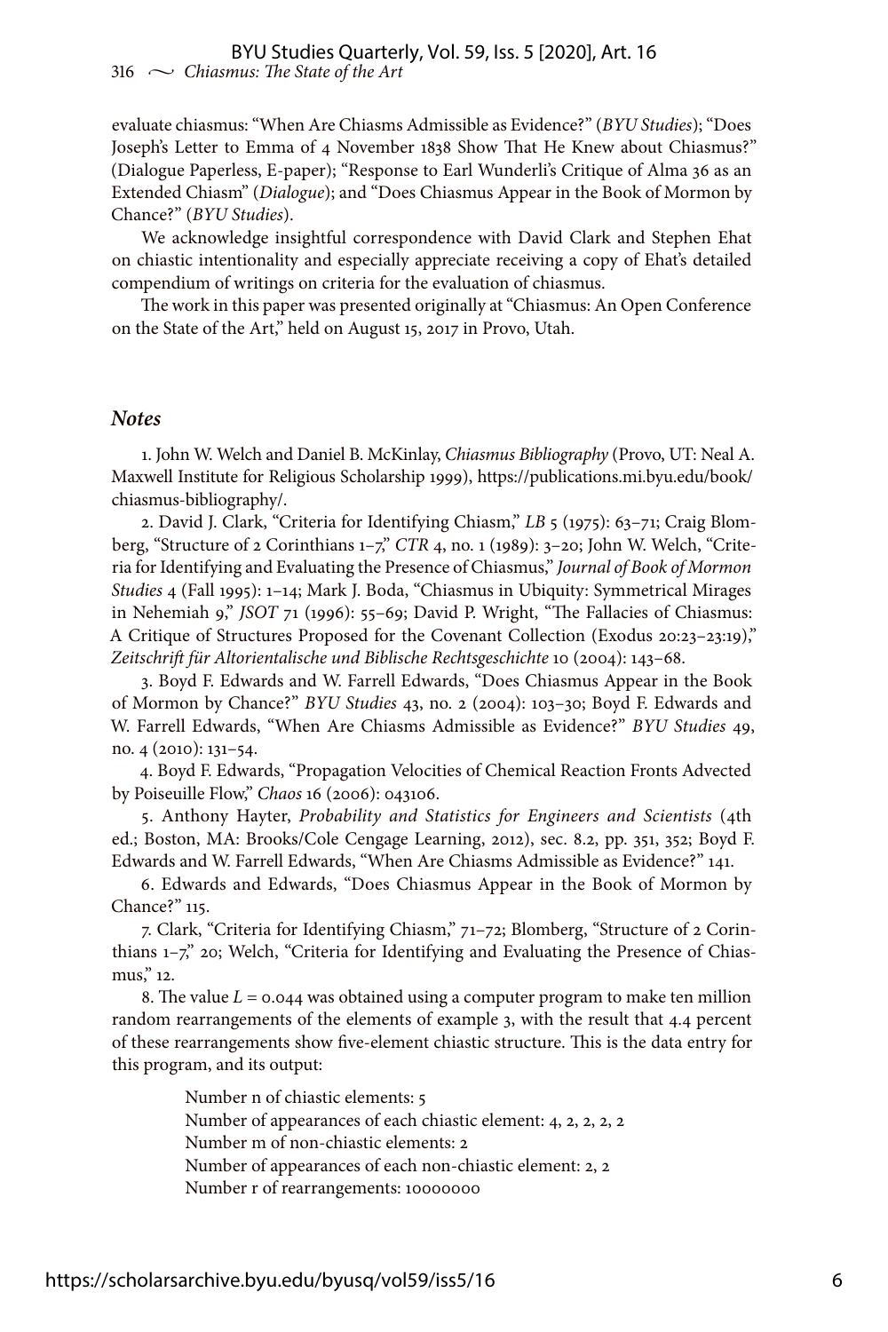evaluate chiasmus: "When Are Chiasms Admissible as Evidence?" (*BYU Studies*); "Does Joseph's Letter to Emma of 4 November 1838 Show That He Knew about Chiasmus?" (Dialogue Paperless, E-paper); "Response to Earl Wunderli's Critique of Alma 36 as an Extended Chiasm" (*Dialogue*); and "Does Chiasmus Appear in the Book of Mormon by Chance?" (*BYU Studies*).

We acknowledge insightful correspondence with David Clark and Stephen Ehat on chiastic intentionality and especially appreciate receiving a copy of Ehat's detailed compendium of writings on criteria for the evaluation of chiasmus.

The work in this paper was presented originally at "Chiasmus: An Open Conference on the State of the Art," held on August 15, 2017 in Provo, Utah.

## *Notes*

1. John W. Welch and Daniel B. McKinlay, *Chiasmus Bibliography* (Provo, UT: Neal A. Maxwell Institute for Religious Scholarship 1999), https://publications.mi.byu.edu/book/chiasmus-bibliography/.

2. David J. Clark, "Criteria for Identifying Chiasm," *LB* 5 (1975): 63–71; Craig Blomberg, "Structure of 2 Corinthians 1–7," *CTR* 4, no. 1 (1989): 3–20; John W. Welch, "Criteria for Identifying and Evaluating the Presence of Chiasmus," *Journal of Book of Mormon Studies* 4 (Fall 1995): 1–14; Mark J. Boda, "Chiasmus in Ubiquity: Symmetrical Mirages in Nehemiah 9," *JSOT* 71 (1996): 55–69; David P. Wright, "The Fallacies of Chiasmus: A Critique of Structures Proposed for the Covenant Collection (Exodus 20:23–23:19)," *Zeitschrift für Altorientalische und Biblische Rechtsgeschichte* 10 (2004): 143–68.

3. Boyd F. Edwards and W. Farrell Edwards, "Does Chiasmus Appear in the Book of Mormon by Chance?" *BYU Studies* 43, no. 2 (2004): 103–30; Boyd F. Edwards and W. Farrell Edwards, "When Are Chiasms Admissible as Evidence?" *BYU Studies* 49, no. 4 (2010): 131–54.

4. Boyd F. Edwards, "Propagation Velocities of Chemical Reaction Fronts Advected by Poiseuille Flow," *Chaos* 16 (2006): 043106.

5. Anthony Hayter, *Probability and Statistics for Engineers and Scientists* (4th ed.; Boston, MA: Brooks/Cole Cengage Learning, 2012), sec. 8.2, pp. 351, 352; Boyd F. Edwards and W. Farrell Edwards, "When Are Chiasms Admissible as Evidence?" 141.

6. Edwards and Edwards, "Does Chiasmus Appear in the Book of Mormon by Chance?" 115.

7. Clark, "Criteria for Identifying Chiasm," 71–72; Blomberg, "Structure of 2 Corinthians 1–7," 20; Welch, "Criteria for Identifying and Evaluating the Presence of Chiasmus," 12.

8. The value $L = 0.044$ was obtained using a computer program to make ten million random rearrangements of the elements of example 3, with the result that 4.4 percent of these rearrangements show five-element chiastic structure. This is the data entry for this program, and its output:

> Number n of chiastic elements: 5
> Number of appearances of each chiastic element: 4, 2, 2, 2, 2
> Number m of non-chiastic elements: 2
> Number of appearances of each non-chiastic element: 2, 2
> Number r of rearrangements: 10000000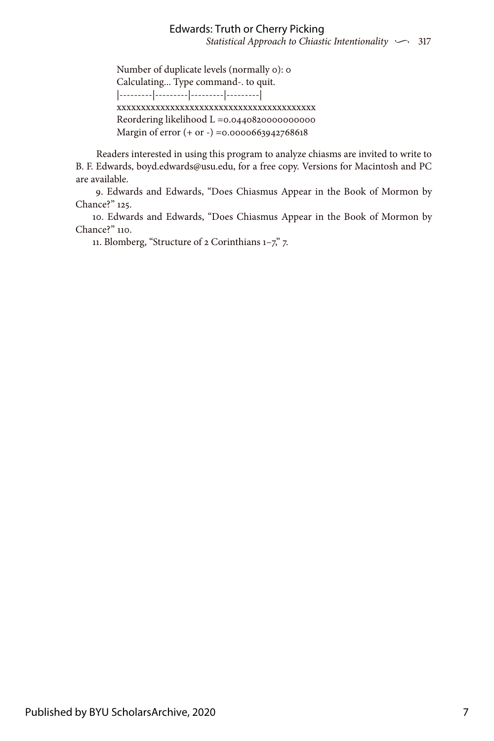```
Number of duplicate levels (normally 0): 0
Calculating... Type command-. to quit.
|---------|---------|---------|---------|
xxxxxxxxxxxxxxxxxxxxxxxxxxxxxxxxxxxxxxxxx
Reordering likelihood L =0.0440820000000000
Margin of error (+ or -) =0.0000663942768618
```

Readers interested in using this program to analyze chiasms are invited to write to B. F. Edwards, boyd.edwards@usu.edu, for a free copy. Versions for Macintosh and PC are available.

9. Edwards and Edwards, "Does Chiasmus Appear in the Book of Mormon by Chance?" 125.

10. Edwards and Edwards, "Does Chiasmus Appear in the Book of Mormon by Chance?" 110.

11. Blomberg, "Structure of 2 Corinthians 1–7," 7.